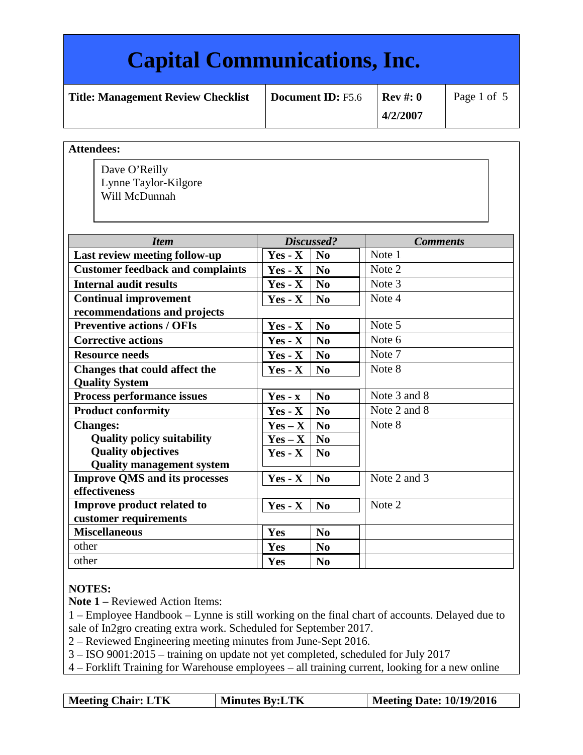# Capital Communications, Inc.

| Title: Management Review Checklist | Document ID: F5.6 | Rev #: 0 4/2/2007 | Page 1 of 5 |
|---|---|---|---|

**Attendees:**

Dave O'Reilly
Lynne Taylor-Kilgore
Will McDunnah

| *Item* | *Discussed?* | | *Comments* |
|---|---|---|---|
| **Last review meeting follow-up** | **Yes - X** | **No** | Note 1 |
| **Customer feedback and complaints** | **Yes - X** | **No** | Note 2 |
| **Internal audit results** | **Yes - X** | **No** | Note 3 |
| **Continual improvement recommendations and projects** | **Yes - X** | **No** | Note 4 |
| **Preventive actions / OFIs** | **Yes - X** | **No** | Note 5 |
| **Corrective actions** | **Yes - X** | **No** | Note 6 |
| **Resource needs** | **Yes - X** | **No** | Note 7 |
| **Changes that could affect the Quality System** | **Yes - X** | **No** | Note 8 |
| **Process performance issues** | **Yes - x** | **No** | Note 3 and 8 |
| **Product conformity** | **Yes - X** | **No** | Note 2 and 8 |
| **Changes:** | **Yes – X** | **No** | Note 8 |
| **Quality policy suitability** | **Yes – X** | **No** | |
| **Quality objectives** | **Yes - X** | **No** | |
| **Quality management system** | | | |
| **Improve QMS and its processes effectiveness** | **Yes - X** | **No** | Note 2 and 3 |
| **Improve product related to customer requirements** | **Yes - X** | **No** | Note 2 |
| **Miscellaneous** | **Yes** | **No** | |
| other | **Yes** | **No** | |
| other | **Yes** | **No** | |

**NOTES:**

**Note 1 –** Reviewed Action Items:

1 – Employee Handbook – Lynne is still working on the final chart of accounts. Delayed due to sale of In2gro creating extra work. Scheduled for September 2017.
2 – Reviewed Engineering meeting minutes from June-Sept 2016.
3 – ISO 9001:2015 – training on update not yet completed, scheduled for July 2017
4 – Forklift Training for Warehouse employees – all training current, looking for a new online

| Meeting Chair: LTK | Minutes By:LTK | Meeting Date: 10/19/2016 |
|---|---|---|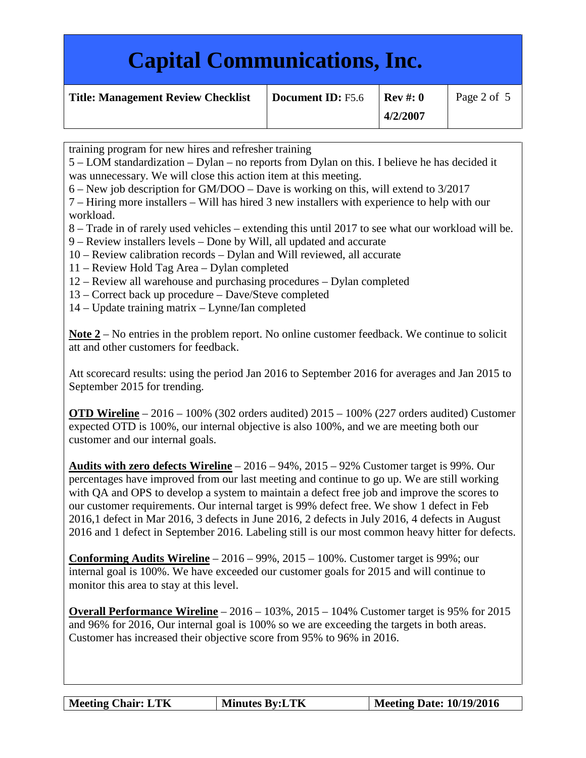training program for new hires and refresher training
5 – LOM standardization – Dylan – no reports from Dylan on this. I believe he has decided it was unnecessary. We will close this action item at this meeting.
6 – New job description for GM/DOO – Dave is working on this, will extend to 3/2017
7 – Hiring more installers – Will has hired 3 new installers with experience to help with our workload.
8 – Trade in of rarely used vehicles – extending this until 2017 to see what our workload will be.
9 – Review installers levels – Done by Will, all updated and accurate
10 – Review calibration records – Dylan and Will reviewed, all accurate
11 – Review Hold Tag Area – Dylan completed
12 – Review all warehouse and purchasing procedures – Dylan completed
13 – Correct back up procedure – Dave/Steve completed
14 – Update training matrix – Lynne/Ian completed

**Note 2** – No entries in the problem report. No online customer feedback. We continue to solicit att and other customers for feedback.

Att scorecard results: using the period Jan 2016 to September 2016 for averages and Jan 2015 to September 2015 for trending.

**OTD Wireline** – 2016 – 100% (302 orders audited) 2015 – 100% (227 orders audited) Customer expected OTD is 100%, our internal objective is also 100%, and we are meeting both our customer and our internal goals.

**Audits with zero defects Wireline** – 2016 – 94%, 2015 – 92% Customer target is 99%. Our percentages have improved from our last meeting and continue to go up. We are still working with QA and OPS to develop a system to maintain a defect free job and improve the scores to our customer requirements. Our internal target is 99% defect free. We show 1 defect in Feb 2016,1 defect in Mar 2016, 3 defects in June 2016, 2 defects in July 2016, 4 defects in August 2016 and 1 defect in September 2016. Labeling still is our most common heavy hitter for defects.

**Conforming Audits Wireline** – 2016 – 99%, 2015 – 100%. Customer target is 99%; our internal goal is 100%. We have exceeded our customer goals for 2015 and will continue to monitor this area to stay at this level.

**Overall Performance Wireline** – 2016 – 103%, 2015 – 104% Customer target is 95% for 2015 and 96% for 2016, Our internal goal is 100% so we are exceeding the targets in both areas. Customer has increased their objective score from 95% to 96% in 2016.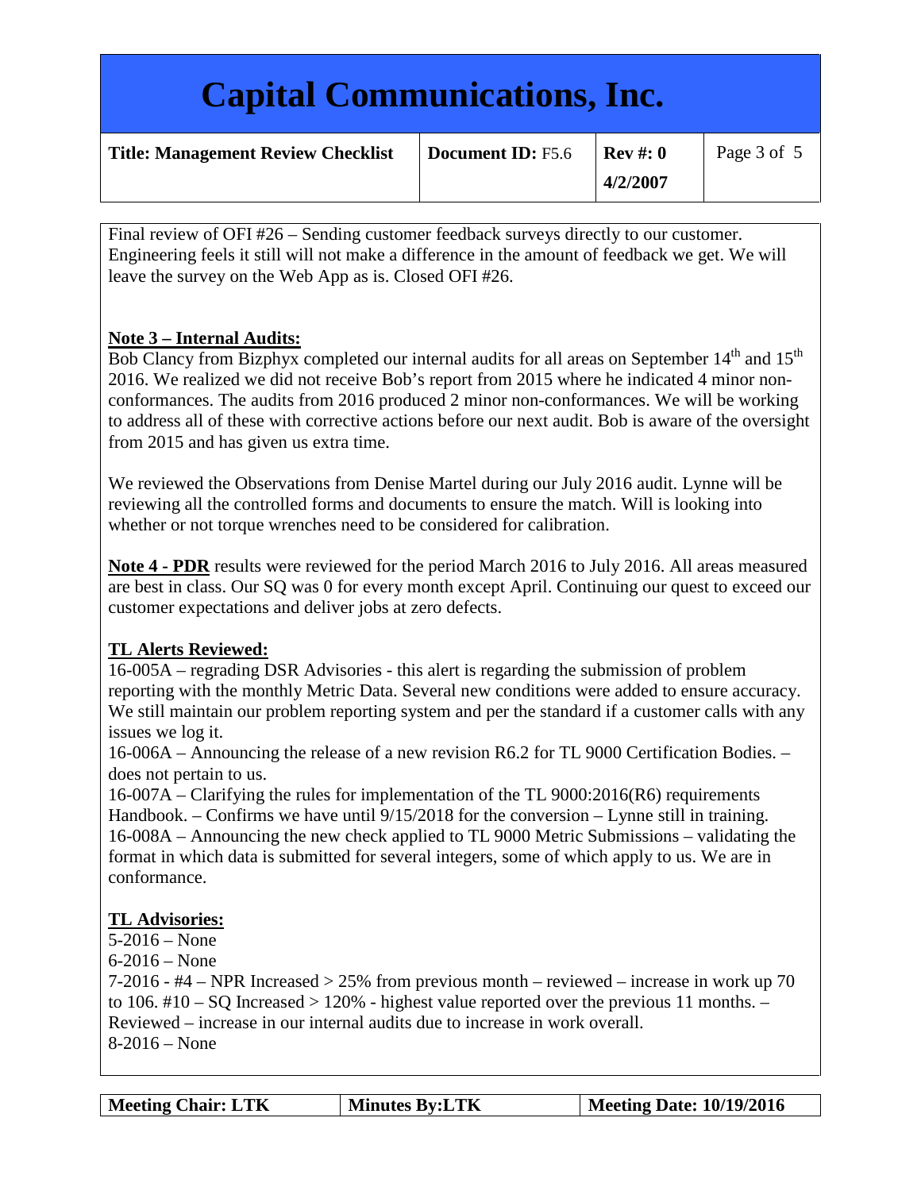Final review of OFI #26 – Sending customer feedback surveys directly to our customer. Engineering feels it still will not make a difference in the amount of feedback we get. We will leave the survey on the Web App as is. Closed OFI #26.

**Note 3 – Internal Audits:**
Bob Clancy from Bizphyx completed our internal audits for all areas on September 14th and 15th 2016. We realized we did not receive Bob's report from 2015 where he indicated 4 minor non-conformances. The audits from 2016 produced 2 minor non-conformances. We will be working to address all of these with corrective actions before our next audit. Bob is aware of the oversight from 2015 and has given us extra time.

We reviewed the Observations from Denise Martel during our July 2016 audit. Lynne will be reviewing all the controlled forms and documents to ensure the match. Will is looking into whether or not torque wrenches need to be considered for calibration.

**Note 4 - PDR** results were reviewed for the period March 2016 to July 2016. All areas measured are best in class. Our SQ was 0 for every month except April. Continuing our quest to exceed our customer expectations and deliver jobs at zero defects.

**TL Alerts Reviewed:**
16-005A – regrading DSR Advisories - this alert is regarding the submission of problem reporting with the monthly Metric Data. Several new conditions were added to ensure accuracy. We still maintain our problem reporting system and per the standard if a customer calls with any issues we log it.
16-006A – Announcing the release of a new revision R6.2 for TL 9000 Certification Bodies. – does not pertain to us.
16-007A – Clarifying the rules for implementation of the TL 9000:2016(R6) requirements Handbook. – Confirms we have until 9/15/2018 for the conversion – Lynne still in training.
16-008A – Announcing the new check applied to TL 9000 Metric Submissions – validating the format in which data is submitted for several integers, some of which apply to us. We are in conformance.

**TL Advisories:**
5-2016 – None
6-2016 – None
7-2016 - #4 – NPR Increased > 25% from previous month – reviewed – increase in work up 70 to 106. #10 – SQ Increased > 120% - highest value reported over the previous 11 months. – Reviewed – increase in our internal audits due to increase in work overall.
8-2016 – None

| Meeting Chair: LTK | Minutes By:LTK | Meeting Date: 10/19/2016 |
|---|---|---|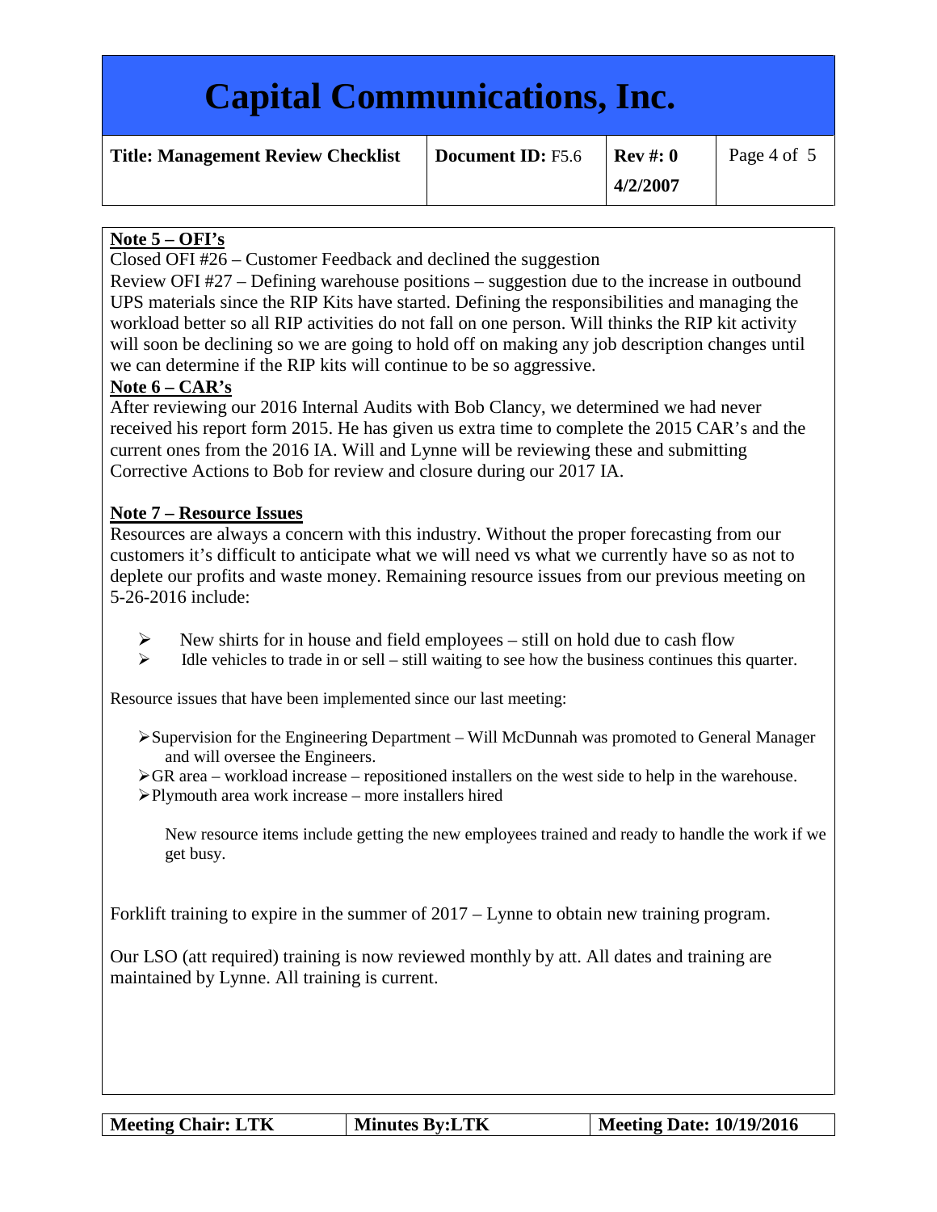**Note 5 – OFI's**

Closed OFI #26 – Customer Feedback and declined the suggestion

Review OFI #27 – Defining warehouse positions – suggestion due to the increase in outbound UPS materials since the RIP Kits have started. Defining the responsibilities and managing the workload better so all RIP activities do not fall on one person. Will thinks the RIP kit activity will soon be declining so we are going to hold off on making any job description changes until we can determine if the RIP kits will continue to be so aggressive.

**Note 6 – CAR's**

After reviewing our 2016 Internal Audits with Bob Clancy, we determined we had never received his report form 2015. He has given us extra time to complete the 2015 CAR's and the current ones from the 2016 IA. Will and Lynne will be reviewing these and submitting Corrective Actions to Bob for review and closure during our 2017 IA.

**Note 7 – Resource Issues**

Resources are always a concern with this industry. Without the proper forecasting from our customers it's difficult to anticipate what we will need vs what we currently have so as not to deplete our profits and waste money. Remaining resource issues from our previous meeting on 5-26-2016 include:

- New shirts for in house and field employees – still on hold due to cash flow
- Idle vehicles to trade in or sell – still waiting to see how the business continues this quarter.

Resource issues that have been implemented since our last meeting:

- Supervision for the Engineering Department – Will McDunnah was promoted to General Manager and will oversee the Engineers.
- GR area – workload increase – repositioned installers on the west side to help in the warehouse.
- Plymouth area work increase – more installers hired

New resource items include getting the new employees trained and ready to handle the work if we get busy.

Forklift training to expire in the summer of 2017 – Lynne to obtain new training program.

Our LSO (att required) training is now reviewed monthly by att. All dates and training are maintained by Lynne. All training is current.

| Meeting Chair: LTK | Minutes By:LTK | Meeting Date: 10/19/2016 |
|---|---|---|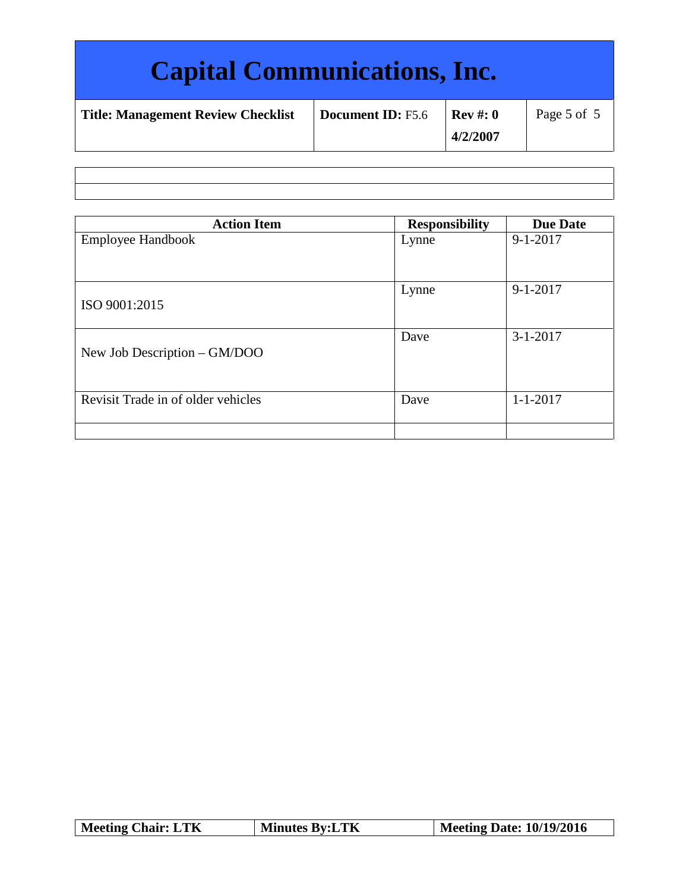| Action Item | Responsibility | Due Date |
| --- | --- | --- |
| Employee Handbook | Lynne | 9-1-2017 |
| ISO 9001:2015 | Lynne | 9-1-2017 |
| New Job Description – GM/DOO | Dave | 3-1-2017 |
| Revisit Trade in of older vehicles | Dave | 1-1-2017 |
| | | |

| Meeting Chair: LTK | Minutes By:LTK | Meeting Date: 10/19/2016 |
| --- | --- | --- |